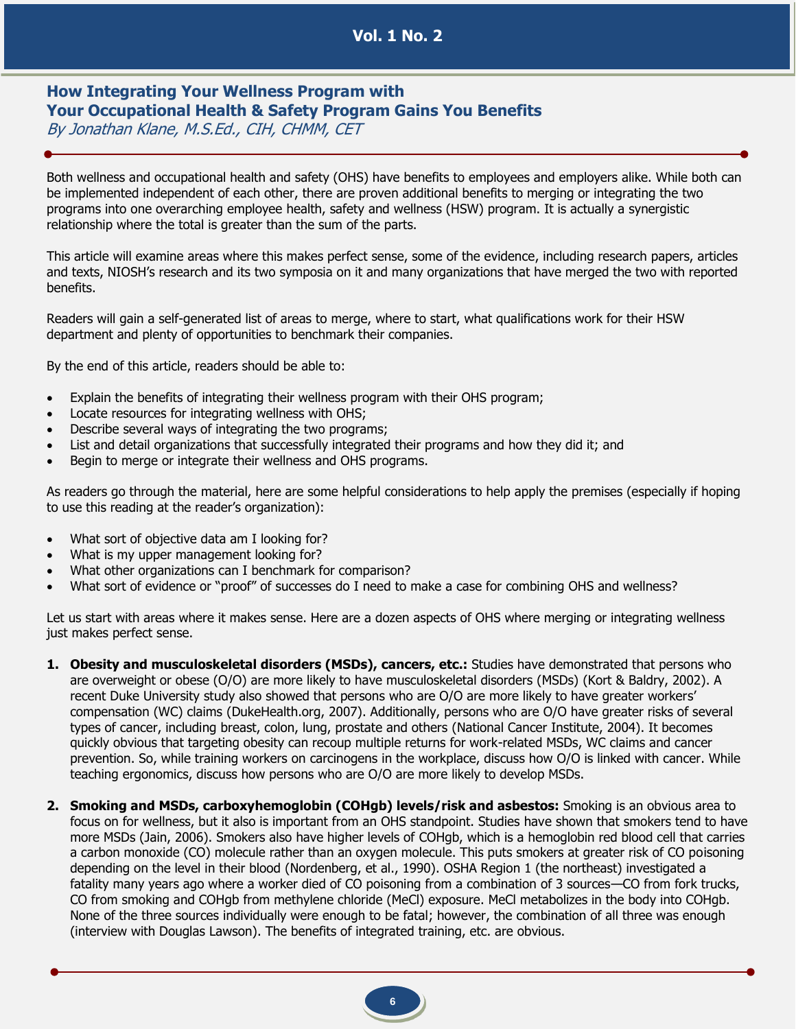## How Integrating Your Wellness Program with Your Occupational Health & Safety Program Gains You Benefits

*By Jonathan Klane, M.S.Ed., CIH, CHMM, CET*

Both wellness and occupational health and safety (OHS) have benefits to employees and employers alike. While both can be implemented independent of each other, there are proven additional benefits to merging or integrating the two programs into one overarching employee health, safety and wellness (HSW) program. It is actually a synergistic relationship where the total is greater than the sum of the parts.

This article will examine areas where this makes perfect sense, some of the evidence, including research papers, articles and texts, NIOSH's research and its two symposia on it and many organizations that have merged the two with reported benefits.

Readers will gain a self-generated list of areas to merge, where to start, what qualifications work for their HSW department and plenty of opportunities to benchmark their companies.

By the end of this article, readers should be able to:

- Explain the benefits of integrating their wellness program with their OHS program;
- Locate resources for integrating wellness with OHS;
- Describe several ways of integrating the two programs;
- List and detail organizations that successfully integrated their programs and how they did it; and
- Begin to merge or integrate their wellness and OHS programs.

As readers go through the material, here are some helpful considerations to help apply the premises (especially if hoping to use this reading at the reader's organization):

- What sort of objective data am I looking for?
- What is my upper management looking for?
- What other organizations can I benchmark for comparison?
- What sort of evidence or "proof" of successes do I need to make a case for combining OHS and wellness?

Let us start with areas where it makes sense. Here are a dozen aspects of OHS where merging or integrating wellness just makes perfect sense.

1. **Obesity and musculoskeletal disorders (MSDs), cancers, etc.:** Studies have demonstrated that persons who are overweight or obese (O/O) are more likely to have musculoskeletal disorders (MSDs) (Kort & Baldry, 2002). A recent Duke University study also showed that persons who are O/O are more likely to have greater workers' compensation (WC) claims (DukeHealth.org, 2007). Additionally, persons who are O/O have greater risks of several types of cancer, including breast, colon, lung, prostate and others (National Cancer Institute, 2004). It becomes quickly obvious that targeting obesity can recoup multiple returns for work-related MSDs, WC claims and cancer prevention. So, while training workers on carcinogens in the workplace, discuss how O/O is linked with cancer. While teaching ergonomics, discuss how persons who are O/O are more likely to develop MSDs.

2. **Smoking and MSDs, carboxyhemoglobin (COHgb) levels/risk and asbestos:** Smoking is an obvious area to focus on for wellness, but it also is important from an OHS standpoint. Studies have shown that smokers tend to have more MSDs (Jain, 2006). Smokers also have higher levels of COHgb, which is a hemoglobin red blood cell that carries a carbon monoxide (CO) molecule rather than an oxygen molecule. This puts smokers at greater risk of CO poisoning depending on the level in their blood (Nordenberg, et al., 1990). OSHA Region 1 (the northeast) investigated a fatality many years ago where a worker died of CO poisoning from a combination of 3 sources—CO from fork trucks, CO from smoking and COHgb from methylene chloride (MeCl) exposure. MeCl metabolizes in the body into COHgb. None of the three sources individually were enough to be fatal; however, the combination of all three was enough (interview with Douglas Lawson). The benefits of integrated training, etc. are obvious.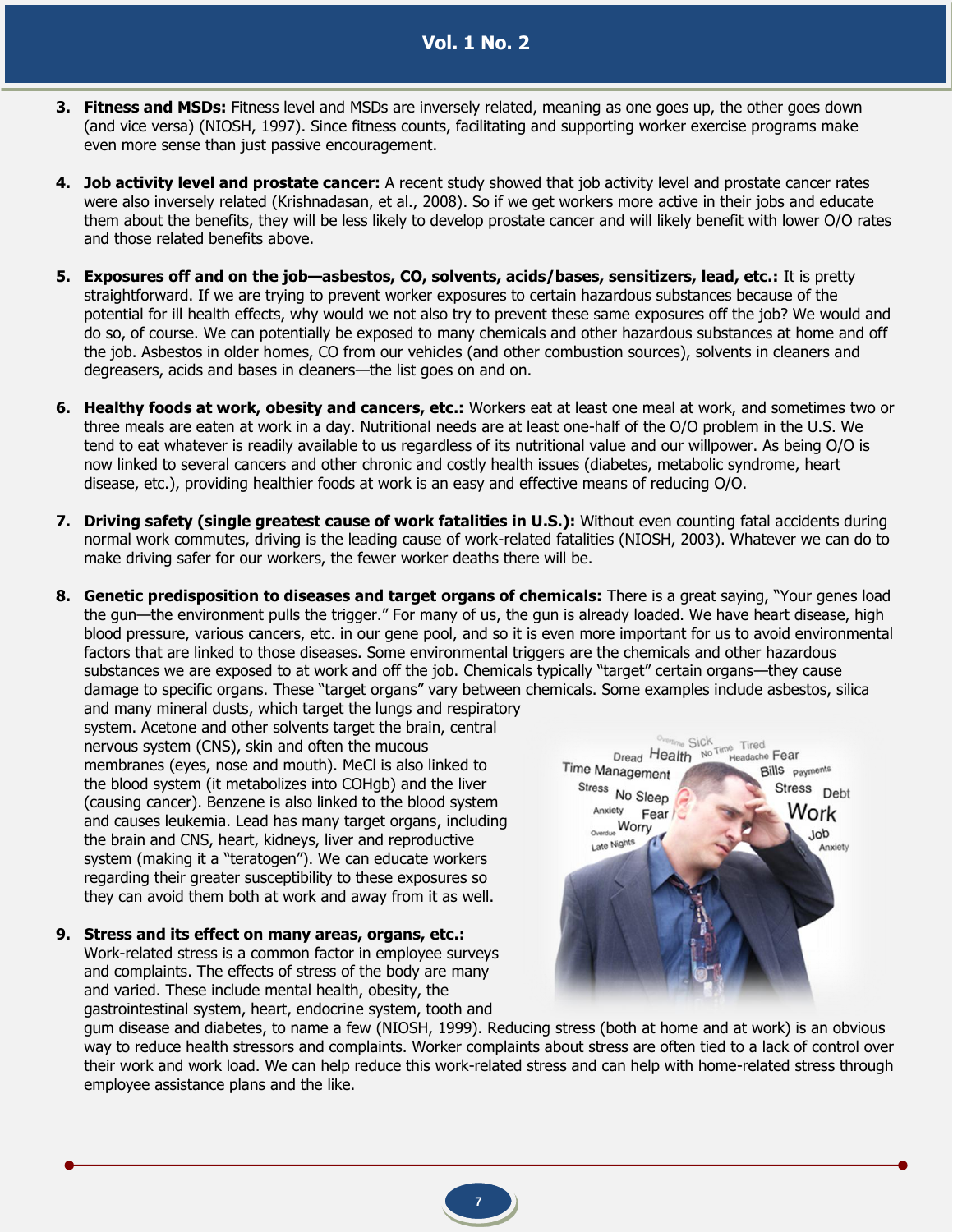3. **Fitness and MSDs:** Fitness level and MSDs are inversely related, meaning as one goes up, the other goes down (and vice versa) (NIOSH, 1997). Since fitness counts, facilitating and supporting worker exercise programs make even more sense than just passive encouragement.

4. **Job activity level and prostate cancer:** A recent study showed that job activity level and prostate cancer rates were also inversely related (Krishnadasan, et al., 2008). So if we get workers more active in their jobs and educate them about the benefits, they will be less likely to develop prostate cancer and will likely benefit with lower O/O rates and those related benefits above.

5. **Exposures off and on the job—asbestos, CO, solvents, acids/bases, sensitizers, lead, etc.:** It is pretty straightforward. If we are trying to prevent worker exposures to certain hazardous substances because of the potential for ill health effects, why would we not also try to prevent these same exposures off the job? We would and do so, of course. We can potentially be exposed to many chemicals and other hazardous substances at home and off the job. Asbestos in older homes, CO from our vehicles (and other combustion sources), solvents in cleaners and degreasers, acids and bases in cleaners—the list goes on and on.

6. **Healthy foods at work, obesity and cancers, etc.:** Workers eat at least one meal at work, and sometimes two or three meals are eaten at work in a day. Nutritional needs are at least one-half of the O/O problem in the U.S. We tend to eat whatever is readily available to us regardless of its nutritional value and our willpower. As being O/O is now linked to several cancers and other chronic and costly health issues (diabetes, metabolic syndrome, heart disease, etc.), providing healthier foods at work is an easy and effective means of reducing O/O.

7. **Driving safety (single greatest cause of work fatalities in U.S.):** Without even counting fatal accidents during normal work commutes, driving is the leading cause of work-related fatalities (NIOSH, 2003). Whatever we can do to make driving safer for our workers, the fewer worker deaths there will be.

8. **Genetic predisposition to diseases and target organs of chemicals:** There is a great saying, "Your genes load the gun—the environment pulls the trigger." For many of us, the gun is already loaded. We have heart disease, high blood pressure, various cancers, etc. in our gene pool, and so it is even more important for us to avoid environmental factors that are linked to those diseases. Some environmental triggers are the chemicals and other hazardous substances we are exposed to at work and off the job. Chemicals typically "target" certain organs—they cause damage to specific organs. These "target organs" vary between chemicals. Some examples include asbestos, silica and many mineral dusts, which target the lungs and respiratory system. Acetone and other solvents target the brain, central nervous system (CNS), skin and often the mucous membranes (eyes, nose and mouth). MeCl is also linked to the blood system (it metabolizes into COHgb) and the liver (causing cancer). Benzene is also linked to the blood system and causes leukemia. Lead has many target organs, including the brain and CNS, heart, kidneys, liver and reproductive system (making it a "teratogen"). We can educate workers regarding their greater susceptibility to these exposures so they can avoid them both at work and away from it as well.

9. **Stress and its effect on many areas, organs, etc.:** Work-related stress is a common factor in employee surveys and complaints. The effects of stress of the body are many and varied. These include mental health, obesity, the gastrointestinal system, heart, endocrine system, tooth and gum disease and diabetes, to name a few (NIOSH, 1999). Reducing stress (both at home and at work) is an obvious way to reduce health stressors and complaints. Worker complaints about stress are often tied to a lack of control over their work and work load. We can help reduce this work-related stress and can help with home-related stress through employee assistance plans and the like.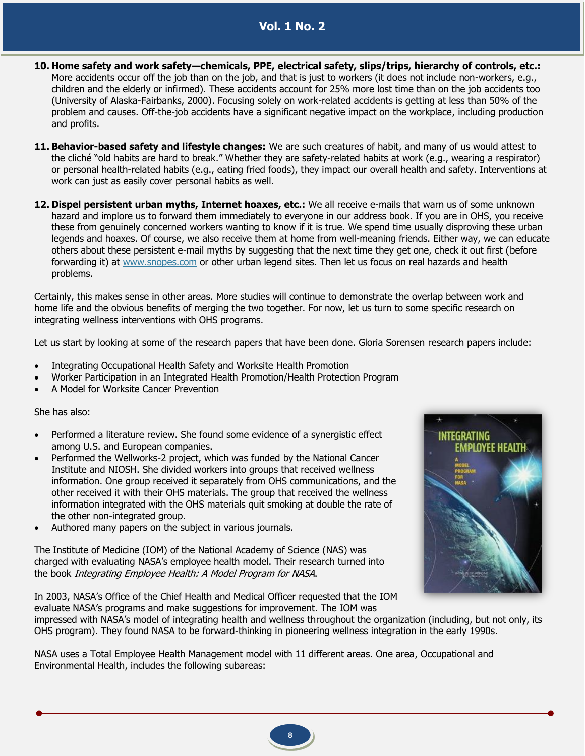10. **Home safety and work safety—chemicals, PPE, electrical safety, slips/trips, hierarchy of controls, etc.:** More accidents occur off the job than on the job, and that is just to workers (it does not include non-workers, e.g., children and the elderly or infirmed). These accidents account for 25% more lost time than on the job accidents too (University of Alaska-Fairbanks, 2000). Focusing solely on work-related accidents is getting at less than 50% of the problem and causes. Off-the-job accidents have a significant negative impact on the workplace, including production and profits.

11. **Behavior-based safety and lifestyle changes:** We are such creatures of habit, and many of us would attest to the cliché "old habits are hard to break." Whether they are safety-related habits at work (e.g., wearing a respirator) or personal health-related habits (e.g., eating fried foods), they impact our overall health and safety. Interventions at work can just as easily cover personal habits as well.

12. **Dispel persistent urban myths, Internet hoaxes, etc.:** We all receive e-mails that warn us of some unknown hazard and implore us to forward them immediately to everyone in our address book. If you are in OHS, you receive these from genuinely concerned workers wanting to know if it is true. We spend time usually disproving these urban legends and hoaxes. Of course, we also receive them at home from well-meaning friends. Either way, we can educate others about these persistent e-mail myths by suggesting that the next time they get one, check it out first (before forwarding it) at www.snopes.com or other urban legend sites. Then let us focus on real hazards and health problems.

Certainly, this makes sense in other areas. More studies will continue to demonstrate the overlap between work and home life and the obvious benefits of merging the two together. For now, let us turn to some specific research on integrating wellness interventions with OHS programs.

Let us start by looking at some of the research papers that have been done. Gloria Sorensen research papers include:

- Integrating Occupational Health Safety and Worksite Health Promotion
- Worker Participation in an Integrated Health Promotion/Health Protection Program
- A Model for Worksite Cancer Prevention

She has also:

- Performed a literature review. She found some evidence of a synergistic effect among U.S. and European companies.
- Performed the Wellworks-2 project, which was funded by the National Cancer Institute and NIOSH. She divided workers into groups that received wellness information. One group received it separately from OHS communications, and the other received it with their OHS materials. The group that received the wellness information integrated with the OHS materials quit smoking at double the rate of the other non-integrated group.
- Authored many papers on the subject in various journals.

The Institute of Medicine (IOM) of the National Academy of Science (NAS) was charged with evaluating NASA's employee health model. Their research turned into the book *Integrating Employee Health: A Model Program for NASA*.

In 2003, NASA's Office of the Chief Health and Medical Officer requested that the IOM evaluate NASA's programs and make suggestions for improvement. The IOM was impressed with NASA's model of integrating health and wellness throughout the organization (including, but not only, its OHS program). They found NASA to be forward-thinking in pioneering wellness integration in the early 1990s.

NASA uses a Total Employee Health Management model with 11 different areas. One area, Occupational and Environmental Health, includes the following subareas: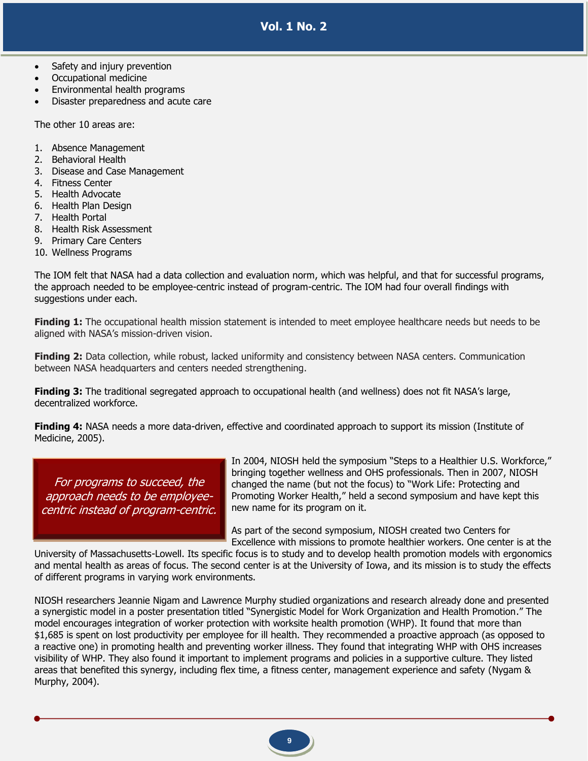- Safety and injury prevention
- Occupational medicine
- Environmental health programs
- Disaster preparedness and acute care

The other 10 areas are:

1. Absence Management
2. Behavioral Health
3. Disease and Case Management
4. Fitness Center
5. Health Advocate
6. Health Plan Design
7. Health Portal
8. Health Risk Assessment
9. Primary Care Centers
10. Wellness Programs

The IOM felt that NASA had a data collection and evaluation norm, which was helpful, and that for successful programs, the approach needed to be employee-centric instead of program-centric. The IOM had four overall findings with suggestions under each.

**Finding 1:** The occupational health mission statement is intended to meet employee healthcare needs but needs to be aligned with NASA's mission-driven vision.

**Finding 2:** Data collection, while robust, lacked uniformity and consistency between NASA centers. Communication between NASA headquarters and centers needed strengthening.

**Finding 3:** The traditional segregated approach to occupational health (and wellness) does not fit NASA's large, decentralized workforce.

**Finding 4:** NASA needs a more data-driven, effective and coordinated approach to support its mission (Institute of Medicine, 2005).

*For programs to succeed, the approach needs to be employee-centric instead of program-centric.*

In 2004, NIOSH held the symposium "Steps to a Healthier U.S. Workforce," bringing together wellness and OHS professionals. Then in 2007, NIOSH changed the name (but not the focus) to "Work Life: Protecting and Promoting Worker Health," held a second symposium and have kept this new name for its program on it.

As part of the second symposium, NIOSH created two Centers for Excellence with missions to promote healthier workers. One center is at the University of Massachusetts-Lowell. Its specific focus is to study and to develop health promotion models with ergonomics and mental health as areas of focus. The second center is at the University of Iowa, and its mission is to study the effects of different programs in varying work environments.

NIOSH researchers Jeannie Nigam and Lawrence Murphy studied organizations and research already done and presented a synergistic model in a poster presentation titled "Synergistic Model for Work Organization and Health Promotion." The model encourages integration of worker protection with worksite health promotion (WHP). It found that more than $1,685 is spent on lost productivity per employee for ill health. They recommended a proactive approach (as opposed to a reactive one) in promoting health and preventing worker illness. They found that integrating WHP with OHS increases visibility of WHP. They also found it important to implement programs and policies in a supportive culture. They listed areas that benefited this synergy, including flex time, a fitness center, management experience and safety (Nygam & Murphy, 2004).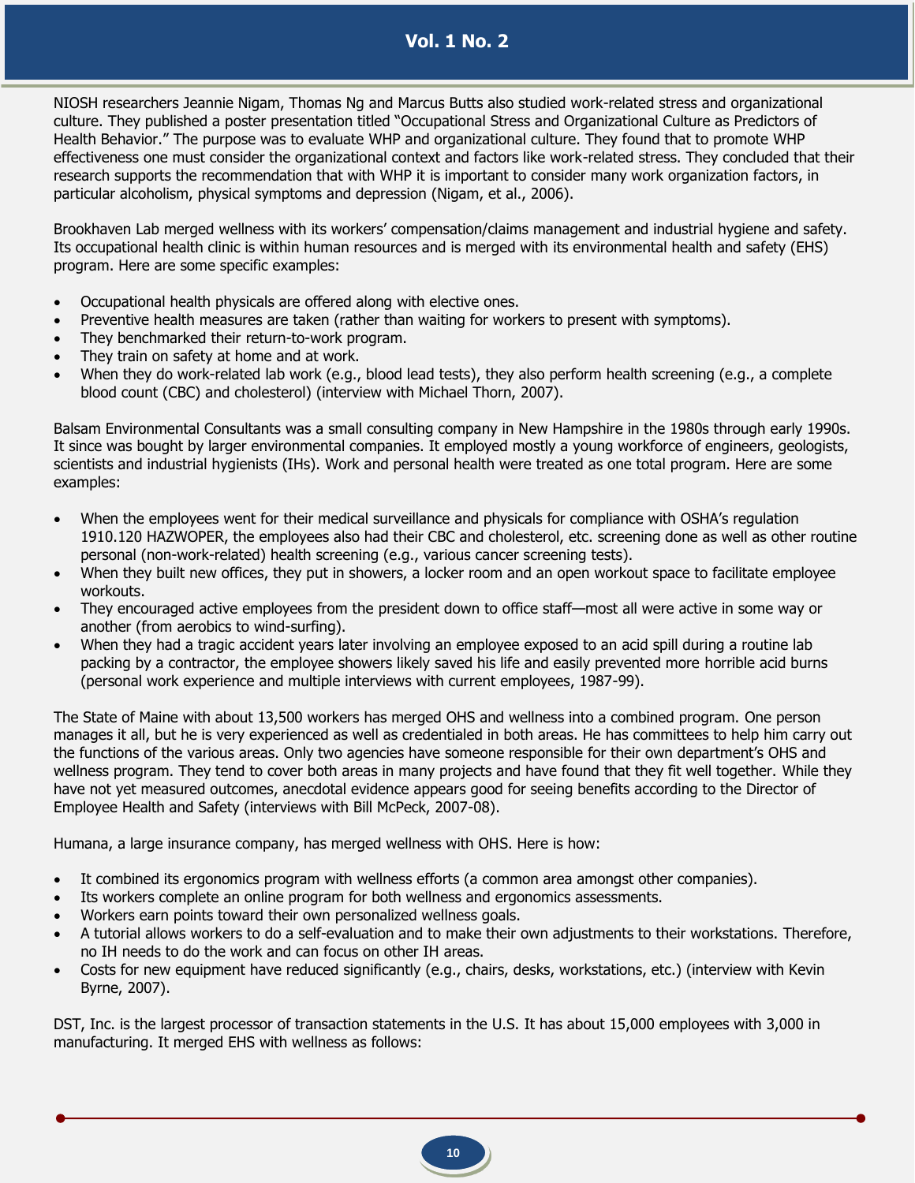NIOSH researchers Jeannie Nigam, Thomas Ng and Marcus Butts also studied work-related stress and organizational culture. They published a poster presentation titled "Occupational Stress and Organizational Culture as Predictors of Health Behavior." The purpose was to evaluate WHP and organizational culture. They found that to promote WHP effectiveness one must consider the organizational context and factors like work-related stress. They concluded that their research supports the recommendation that with WHP it is important to consider many work organization factors, in particular alcoholism, physical symptoms and depression (Nigam, et al., 2006).

Brookhaven Lab merged wellness with its workers' compensation/claims management and industrial hygiene and safety. Its occupational health clinic is within human resources and is merged with its environmental health and safety (EHS) program. Here are some specific examples:

- Occupational health physicals are offered along with elective ones.
- Preventive health measures are taken (rather than waiting for workers to present with symptoms).
- They benchmarked their return-to-work program.
- They train on safety at home and at work.
- When they do work-related lab work (e.g., blood lead tests), they also perform health screening (e.g., a complete blood count (CBC) and cholesterol) (interview with Michael Thorn, 2007).

Balsam Environmental Consultants was a small consulting company in New Hampshire in the 1980s through early 1990s. It since was bought by larger environmental companies. It employed mostly a young workforce of engineers, geologists, scientists and industrial hygienists (IHs). Work and personal health were treated as one total program. Here are some examples:

- When the employees went for their medical surveillance and physicals for compliance with OSHA's regulation 1910.120 HAZWOPER, the employees also had their CBC and cholesterol, etc. screening done as well as other routine personal (non-work-related) health screening (e.g., various cancer screening tests).
- When they built new offices, they put in showers, a locker room and an open workout space to facilitate employee workouts.
- They encouraged active employees from the president down to office staff—most all were active in some way or another (from aerobics to wind-surfing).
- When they had a tragic accident years later involving an employee exposed to an acid spill during a routine lab packing by a contractor, the employee showers likely saved his life and easily prevented more horrible acid burns (personal work experience and multiple interviews with current employees, 1987-99).

The State of Maine with about 13,500 workers has merged OHS and wellness into a combined program. One person manages it all, but he is very experienced as well as credentialed in both areas. He has committees to help him carry out the functions of the various areas. Only two agencies have someone responsible for their own department's OHS and wellness program. They tend to cover both areas in many projects and have found that they fit well together. While they have not yet measured outcomes, anecdotal evidence appears good for seeing benefits according to the Director of Employee Health and Safety (interviews with Bill McPeck, 2007-08).

Humana, a large insurance company, has merged wellness with OHS. Here is how:

- It combined its ergonomics program with wellness efforts (a common area amongst other companies).
- Its workers complete an online program for both wellness and ergonomics assessments.
- Workers earn points toward their own personalized wellness goals.
- A tutorial allows workers to do a self-evaluation and to make their own adjustments to their workstations. Therefore, no IH needs to do the work and can focus on other IH areas.
- Costs for new equipment have reduced significantly (e.g., chairs, desks, workstations, etc.) (interview with Kevin Byrne, 2007).

DST, Inc. is the largest processor of transaction statements in the U.S. It has about 15,000 employees with 3,000 in manufacturing. It merged EHS with wellness as follows: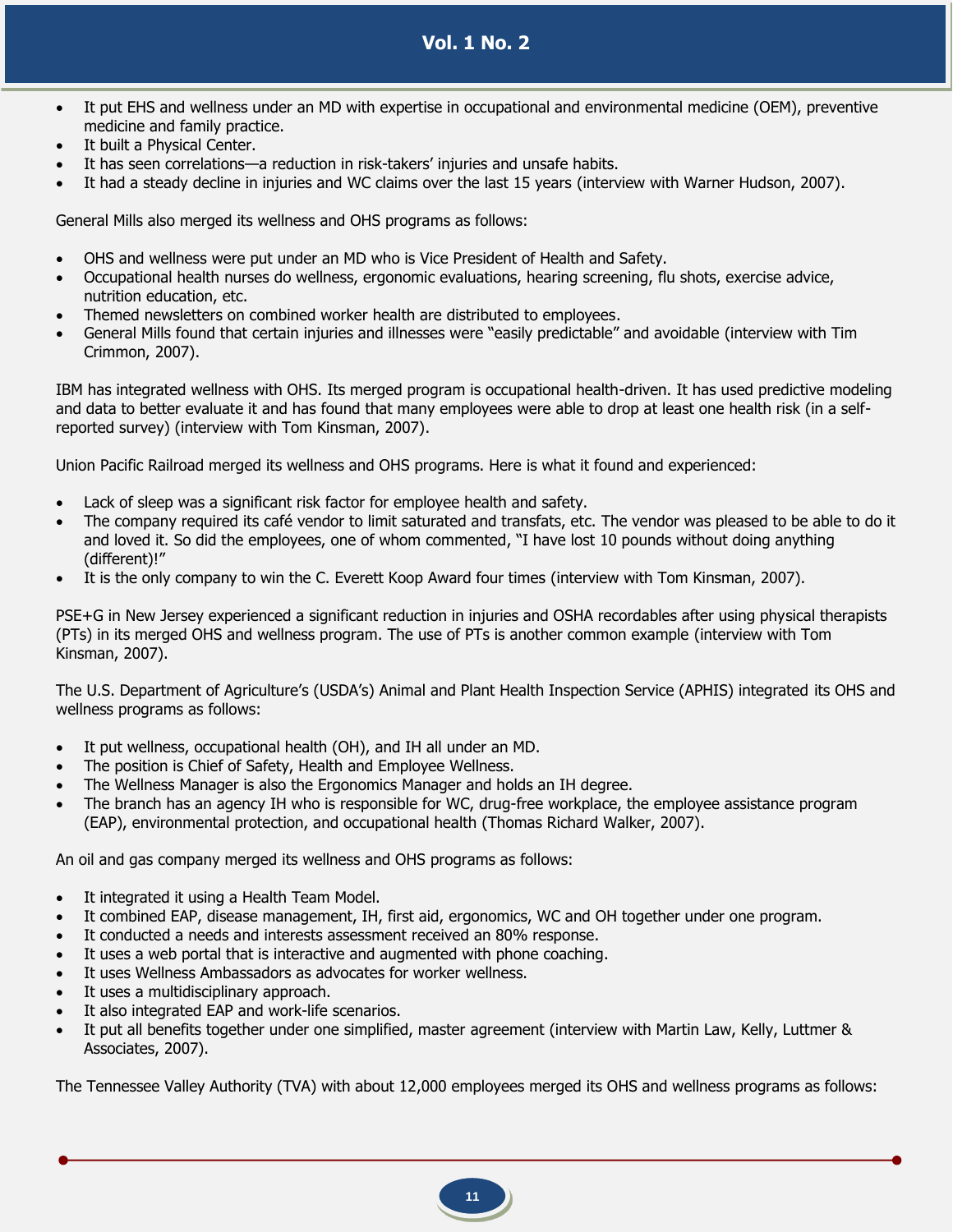- It put EHS and wellness under an MD with expertise in occupational and environmental medicine (OEM), preventive medicine and family practice.
- It built a Physical Center.
- It has seen correlations—a reduction in risk-takers' injuries and unsafe habits.
- It had a steady decline in injuries and WC claims over the last 15 years (interview with Warner Hudson, 2007).

General Mills also merged its wellness and OHS programs as follows:

- OHS and wellness were put under an MD who is Vice President of Health and Safety.
- Occupational health nurses do wellness, ergonomic evaluations, hearing screening, flu shots, exercise advice, nutrition education, etc.
- Themed newsletters on combined worker health are distributed to employees.
- General Mills found that certain injuries and illnesses were "easily predictable" and avoidable (interview with Tim Crimmon, 2007).

IBM has integrated wellness with OHS. Its merged program is occupational health-driven. It has used predictive modeling and data to better evaluate it and has found that many employees were able to drop at least one health risk (in a self-reported survey) (interview with Tom Kinsman, 2007).

Union Pacific Railroad merged its wellness and OHS programs. Here is what it found and experienced:

- Lack of sleep was a significant risk factor for employee health and safety.
- The company required its café vendor to limit saturated and transfats, etc. The vendor was pleased to be able to do it and loved it. So did the employees, one of whom commented, "I have lost 10 pounds without doing anything (different)!"
- It is the only company to win the C. Everett Koop Award four times (interview with Tom Kinsman, 2007).

PSE+G in New Jersey experienced a significant reduction in injuries and OSHA recordables after using physical therapists (PTs) in its merged OHS and wellness program. The use of PTs is another common example (interview with Tom Kinsman, 2007).

The U.S. Department of Agriculture's (USDA's) Animal and Plant Health Inspection Service (APHIS) integrated its OHS and wellness programs as follows:

- It put wellness, occupational health (OH), and IH all under an MD.
- The position is Chief of Safety, Health and Employee Wellness.
- The Wellness Manager is also the Ergonomics Manager and holds an IH degree.
- The branch has an agency IH who is responsible for WC, drug-free workplace, the employee assistance program (EAP), environmental protection, and occupational health (Thomas Richard Walker, 2007).

An oil and gas company merged its wellness and OHS programs as follows:

- It integrated it using a Health Team Model.
- It combined EAP, disease management, IH, first aid, ergonomics, WC and OH together under one program.
- It conducted a needs and interests assessment received an 80% response.
- It uses a web portal that is interactive and augmented with phone coaching.
- It uses Wellness Ambassadors as advocates for worker wellness.
- It uses a multidisciplinary approach.
- It also integrated EAP and work-life scenarios.
- It put all benefits together under one simplified, master agreement (interview with Martin Law, Kelly, Luttmer & Associates, 2007).

The Tennessee Valley Authority (TVA) with about 12,000 employees merged its OHS and wellness programs as follows: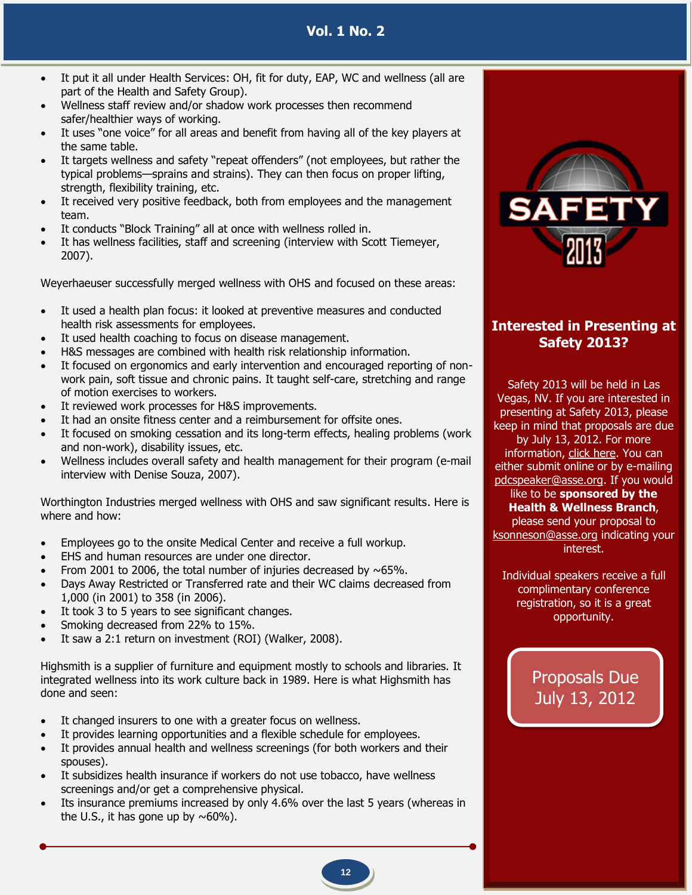- It put it all under Health Services: OH, fit for duty, EAP, WC and wellness (all are part of the Health and Safety Group).
- Wellness staff review and/or shadow work processes then recommend safer/healthier ways of working.
- It uses "one voice" for all areas and benefit from having all of the key players at the same table.
- It targets wellness and safety "repeat offenders" (not employees, but rather the typical problems—sprains and strains). They can then focus on proper lifting, strength, flexibility training, etc.
- It received very positive feedback, both from employees and the management team.
- It conducts "Block Training" all at once with wellness rolled in.
- It has wellness facilities, staff and screening (interview with Scott Tiemeyer, 2007).

Weyerhaeuser successfully merged wellness with OHS and focused on these areas:

- It used a health plan focus: it looked at preventive measures and conducted health risk assessments for employees.
- It used health coaching to focus on disease management.
- H&S messages are combined with health risk relationship information.
- It focused on ergonomics and early intervention and encouraged reporting of non-work pain, soft tissue and chronic pains. It taught self-care, stretching and range of motion exercises to workers.
- It reviewed work processes for H&S improvements.
- It had an onsite fitness center and a reimbursement for offsite ones.
- It focused on smoking cessation and its long-term effects, healing problems (work and non-work), disability issues, etc.
- Wellness includes overall safety and health management for their program (e-mail interview with Denise Souza, 2007).

Worthington Industries merged wellness with OHS and saw significant results. Here is where and how:

- Employees go to the onsite Medical Center and receive a full workup.
- EHS and human resources are under one director.
- From 2001 to 2006, the total number of injuries decreased by ~65%.
- Days Away Restricted or Transferred rate and their WC claims decreased from 1,000 (in 2001) to 358 (in 2006).
- It took 3 to 5 years to see significant changes.
- Smoking decreased from 22% to 15%.
- It saw a 2:1 return on investment (ROI) (Walker, 2008).

Highsmith is a supplier of furniture and equipment mostly to schools and libraries. It integrated wellness into its work culture back in 1989. Here is what Highsmith has done and seen:

- It changed insurers to one with a greater focus on wellness.
- It provides learning opportunities and a flexible schedule for employees.
- It provides annual health and wellness screenings (for both workers and their spouses).
- It subsidizes health insurance if workers do not use tobacco, have wellness screenings and/or get a comprehensive physical.
- Its insurance premiums increased by only 4.6% over the last 5 years (whereas in the U.S., it has gone up by ~60%).

---

SAFETY 2013

## Interested in Presenting at Safety 2013?

Safety 2013 will be held in Las Vegas, NV. If you are interested in presenting at Safety 2013, please keep in mind that proposals are due by July 13, 2012. For more information, click here. You can either submit online or by e-mailing pdcspeaker@asse.org. If you would like to be **sponsored by the Health & Wellness Branch**, please send your proposal to ksonneson@asse.org indicating your interest.

Individual speakers receive a full complimentary conference registration, so it is a great opportunity.

Proposals Due July 13, 2012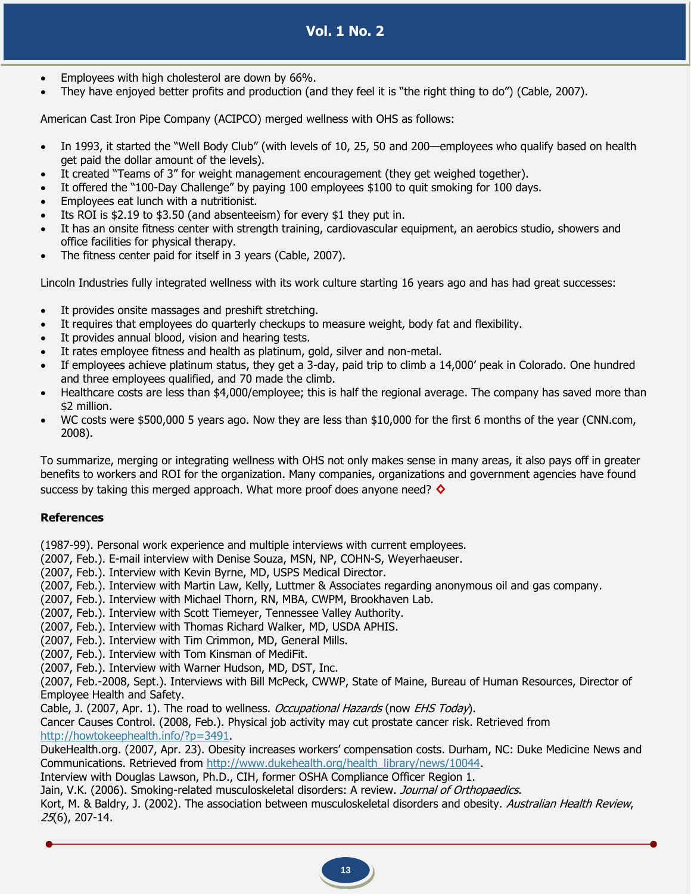- Employees with high cholesterol are down by 66%.
- They have enjoyed better profits and production (and they feel it is "the right thing to do") (Cable, 2007).

American Cast Iron Pipe Company (ACIPCO) merged wellness with OHS as follows:

- In 1993, it started the "Well Body Club" (with levels of 10, 25, 50 and 200—employees who qualify based on health get paid the dollar amount of the levels).
- It created "Teams of 3" for weight management encouragement (they get weighed together).
- It offered the "100-Day Challenge" by paying 100 employees $100 to quit smoking for 100 days.
- Employees eat lunch with a nutritionist.
- Its ROI is $2.19 to $3.50 (and absenteeism) for every $1 they put in.
- It has an onsite fitness center with strength training, cardiovascular equipment, an aerobics studio, showers and office facilities for physical therapy.
- The fitness center paid for itself in 3 years (Cable, 2007).

Lincoln Industries fully integrated wellness with its work culture starting 16 years ago and has had great successes:

- It provides onsite massages and preshift stretching.
- It requires that employees do quarterly checkups to measure weight, body fat and flexibility.
- It provides annual blood, vision and hearing tests.
- It rates employee fitness and health as platinum, gold, silver and non-metal.
- If employees achieve platinum status, they get a 3-day, paid trip to climb a 14,000' peak in Colorado. One hundred and three employees qualified, and 70 made the climb.
- Healthcare costs are less than $4,000/employee; this is half the regional average. The company has saved more than $2 million.
- WC costs were $500,000 5 years ago. Now they are less than $10,000 for the first 6 months of the year (CNN.com, 2008).

To summarize, merging or integrating wellness with OHS not only makes sense in many areas, it also pays off in greater benefits to workers and ROI for the organization. Many companies, organizations and government agencies have found success by taking this merged approach. What more proof does anyone need? ◇

**References**

(1987-99). Personal work experience and multiple interviews with current employees.
(2007, Feb.). E-mail interview with Denise Souza, MSN, NP, COHN-S, Weyerhaeuser.
(2007, Feb.). Interview with Kevin Byrne, MD, USPS Medical Director.
(2007, Feb.). Interview with Martin Law, Kelly, Luttmer & Associates regarding anonymous oil and gas company.
(2007, Feb.). Interview with Michael Thorn, RN, MBA, CWPM, Brookhaven Lab.
(2007, Feb.). Interview with Scott Tiemeyer, Tennessee Valley Authority.
(2007, Feb.). Interview with Thomas Richard Walker, MD, USDA APHIS.
(2007, Feb.). Interview with Tim Crimmon, MD, General Mills.
(2007, Feb.). Interview with Tom Kinsman of MediFit.
(2007, Feb.). Interview with Warner Hudson, MD, DST, Inc.
(2007, Feb.-2008, Sept.). Interviews with Bill McPeck, CWWP, State of Maine, Bureau of Human Resources, Director of Employee Health and Safety.
Cable, J. (2007, Apr. 1). The road to wellness. *Occupational Hazards* (now *EHS Today*).
Cancer Causes Control. (2008, Feb.). Physical job activity may cut prostate cancer risk. Retrieved from http://howtokeephealth.info/?p=3491.
DukeHealth.org. (2007, Apr. 23). Obesity increases workers' compensation costs. Durham, NC: Duke Medicine News and Communications. Retrieved from http://www.dukehealth.org/health_library/news/10044.
Interview with Douglas Lawson, Ph.D., CIH, former OSHA Compliance Officer Region 1.
Jain, V.K. (2006). Smoking-related musculoskeletal disorders: A review. *Journal of Orthopaedics*.
Kort, M. & Baldry, J. (2002). The association between musculoskeletal disorders and obesity. *Australian Health Review*, *25*(6), 207-14.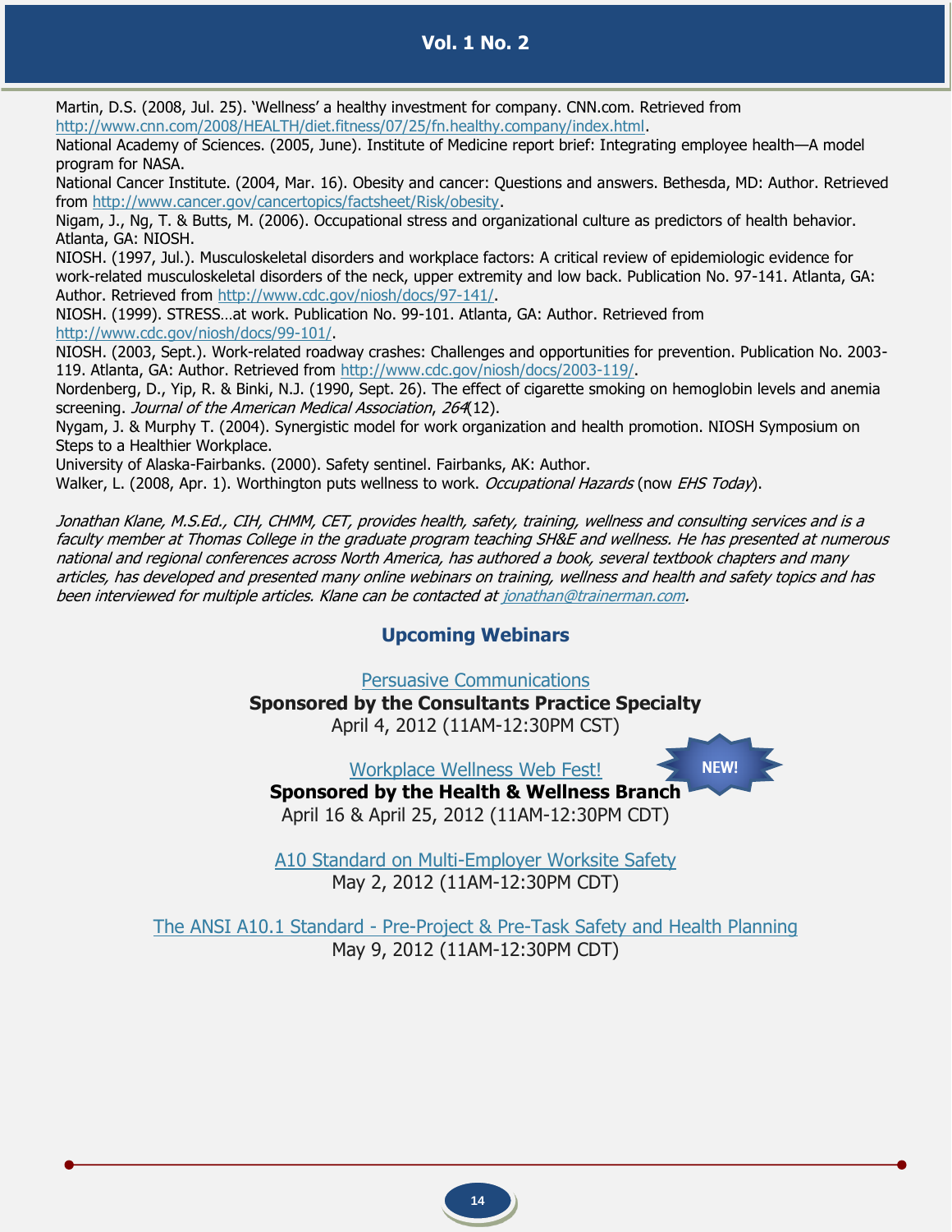Martin, D.S. (2008, Jul. 25). 'Wellness' a healthy investment for company. CNN.com. Retrieved from http://www.cnn.com/2008/HEALTH/diet.fitness/07/25/fn.healthy.company/index.html.

National Academy of Sciences. (2005, June). Institute of Medicine report brief: Integrating employee health—A model program for NASA.

National Cancer Institute. (2004, Mar. 16). Obesity and cancer: Questions and answers. Bethesda, MD: Author. Retrieved from http://www.cancer.gov/cancertopics/factsheet/Risk/obesity.

Nigam, J., Ng, T. & Butts, M. (2006). Occupational stress and organizational culture as predictors of health behavior. Atlanta, GA: NIOSH.

NIOSH. (1997, Jul.). Musculoskeletal disorders and workplace factors: A critical review of epidemiologic evidence for work-related musculoskeletal disorders of the neck, upper extremity and low back. Publication No. 97-141. Atlanta, GA: Author. Retrieved from http://www.cdc.gov/niosh/docs/97-141/.

NIOSH. (1999). STRESS…at work. Publication No. 99-101. Atlanta, GA: Author. Retrieved from http://www.cdc.gov/niosh/docs/99-101/.

NIOSH. (2003, Sept.). Work-related roadway crashes: Challenges and opportunities for prevention. Publication No. 2003-119. Atlanta, GA: Author. Retrieved from http://www.cdc.gov/niosh/docs/2003-119/.

Nordenberg, D., Yip, R. & Binki, N.J. (1990, Sept. 26). The effect of cigarette smoking on hemoglobin levels and anemia screening. *Journal of the American Medical Association*, *264*(12).

Nygam, J. & Murphy T. (2004). Synergistic model for work organization and health promotion. NIOSH Symposium on Steps to a Healthier Workplace.

University of Alaska-Fairbanks. (2000). Safety sentinel. Fairbanks, AK: Author.

Walker, L. (2008, Apr. 1). Worthington puts wellness to work. *Occupational Hazards* (now *EHS Today*).

*Jonathan Klane, M.S.Ed., CIH, CHMM, CET, provides health, safety, training, wellness and consulting services and is a faculty member at Thomas College in the graduate program teaching SH&E and wellness. He has presented at numerous national and regional conferences across North America, has authored a book, several textbook chapters and many articles, has developed and presented many online webinars on training, wellness and health and safety topics and has been interviewed for multiple articles. Klane can be contacted at jonathan@trainerman.com.*

## Upcoming Webinars

Persuasive Communications
**Sponsored by the Consultants Practice Specialty**
April 4, 2012 (11AM-12:30PM CST)

Workplace Wellness Web Fest! NEW!
**Sponsored by the Health & Wellness Branch**
April 16 & April 25, 2012 (11AM-12:30PM CDT)

A10 Standard on Multi-Employer Worksite Safety
May 2, 2012 (11AM-12:30PM CDT)

The ANSI A10.1 Standard - Pre-Project & Pre-Task Safety and Health Planning
May 9, 2012 (11AM-12:30PM CDT)